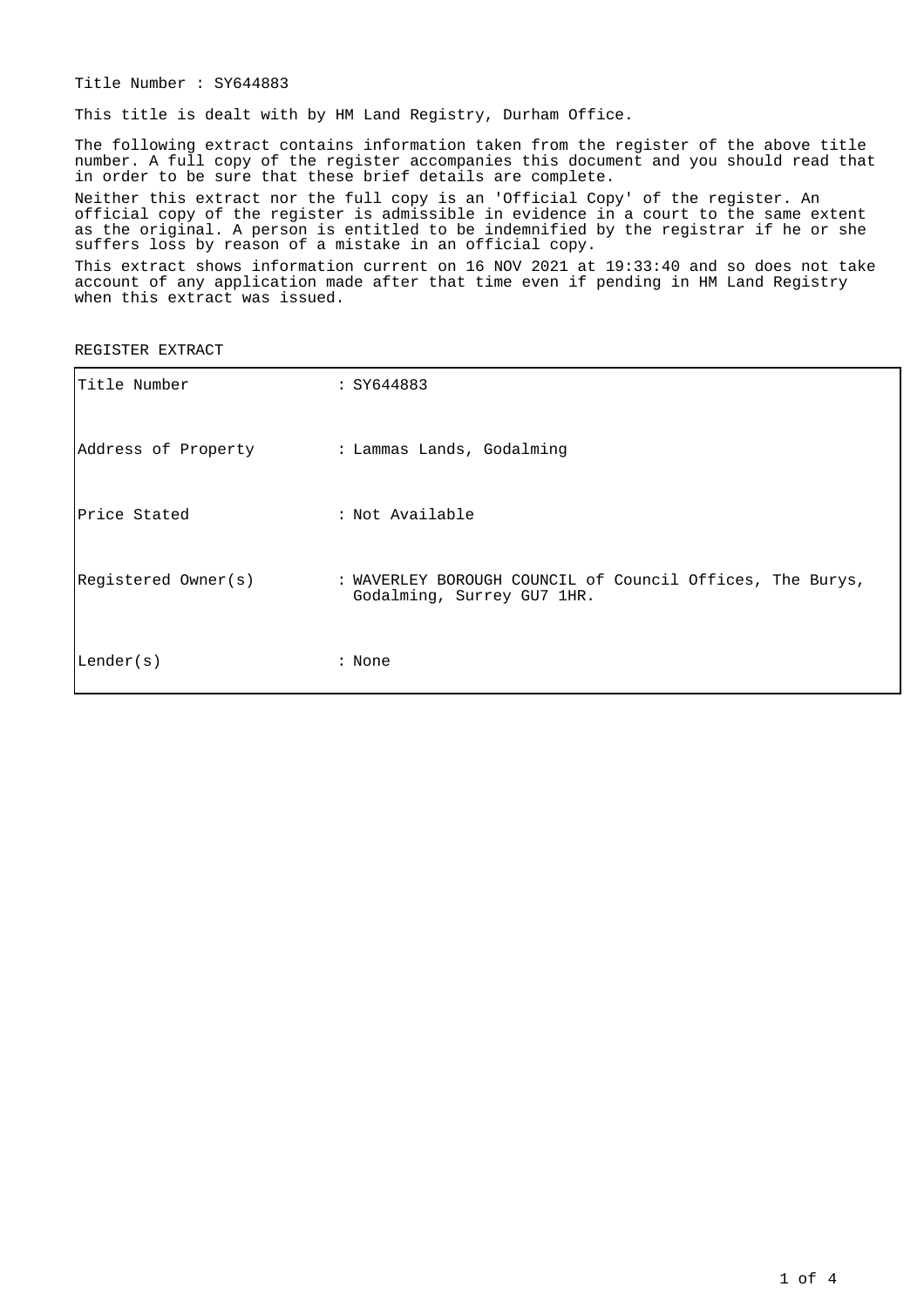Title Number : SY644883

This title is dealt with by HM Land Registry, Durham Office.

The following extract contains information taken from the register of the above title number. A full copy of the register accompanies this document and you should read that in order to be sure that these brief details are complete.

Neither this extract nor the full copy is an 'Official Copy' of the register. An official copy of the register is admissible in evidence in a court to the same extent as the original. A person is entitled to be indemnified by the registrar if he or she suffers loss by reason of a mistake in an official copy.

This extract shows information current on 16 NOV 2021 at 19:33:40 and so does not take account of any application made after that time even if pending in HM Land Registry when this extract was issued.

REGISTER EXTRACT

| | |
|---|---|
| Title Number | : SY644883 |
| Address of Property | : Lammas Lands, Godalming |
| Price Stated | : Not Available |
| Registered Owner(s) | : WAVERLEY BOROUGH COUNCIL of Council Offices, The Burys, Godalming, Surrey GU7 1HR. |
| Lender(s) | : None |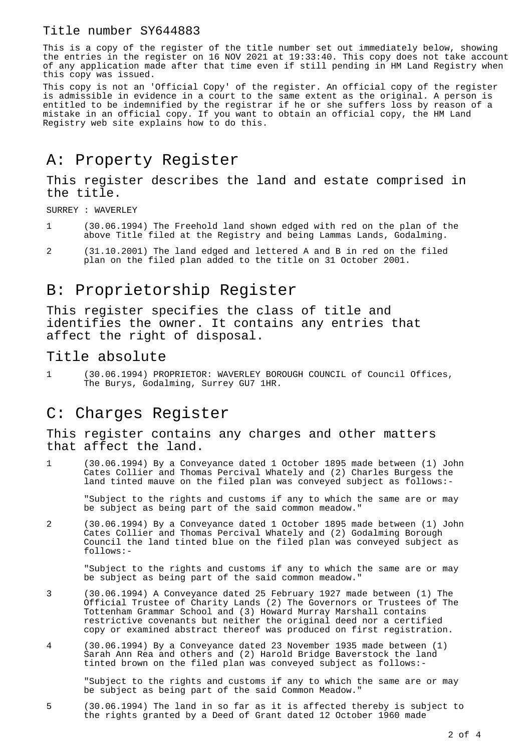Title number SY644883

This is a copy of the register of the title number set out immediately below, showing the entries in the register on 16 NOV 2021 at 19:33:40. This copy does not take account of any application made after that time even if still pending in HM Land Registry when this copy was issued.

This copy is not an 'Official Copy' of the register. An official copy of the register is admissible in evidence in a court to the same extent as the original. A person is entitled to be indemnified by the registrar if he or she suffers loss by reason of a mistake in an official copy. If you want to obtain an official copy, the HM Land Registry web site explains how to do this.

# A: Property Register

## This register describes the land and estate comprised in the title.

SURREY : WAVERLEY

1 (30.06.1994) The Freehold land shown edged with red on the plan of the above Title filed at the Registry and being Lammas Lands, Godalming.

2 (31.10.2001) The land edged and lettered A and B in red on the filed plan on the filed plan added to the title on 31 October 2001.

# B: Proprietorship Register

## This register specifies the class of title and identifies the owner. It contains any entries that affect the right of disposal.

## Title absolute

1 (30.06.1994) PROPRIETOR: WAVERLEY BOROUGH COUNCIL of Council Offices, The Burys, Godalming, Surrey GU7 1HR.

# C: Charges Register

## This register contains any charges and other matters that affect the land.

1 (30.06.1994) By a Conveyance dated 1 October 1895 made between (1) John Cates Collier and Thomas Percival Whately and (2) Charles Burgess the land tinted mauve on the filed plan was conveyed subject as follows:-

"Subject to the rights and customs if any to which the same are or may be subject as being part of the said common meadow."

2 (30.06.1994) By a Conveyance dated 1 October 1895 made between (1) John Cates Collier and Thomas Percival Whately and (2) Godalming Borough Council the land tinted blue on the filed plan was conveyed subject as follows:-

"Subject to the rights and customs if any to which the same are or may be subject as being part of the said common meadow."

3 (30.06.1994) A Conveyance dated 25 February 1927 made between (1) The Official Trustee of Charity Lands (2) The Governors or Trustees of The Tottenham Grammar School and (3) Howard Murray Marshall contains restrictive covenants but neither the original deed nor a certified copy or examined abstract thereof was produced on first registration.

4 (30.06.1994) By a Conveyance dated 23 November 1935 made between (1) Sarah Ann Rea and others and (2) Harold Bridge Baverstock the land tinted brown on the filed plan was conveyed subject as follows:-

"Subject to the rights and customs if any to which the same are or may be subject as being part of the said Common Meadow."

5 (30.06.1994) The land in so far as it is affected thereby is subject to the rights granted by a Deed of Grant dated 12 October 1960 made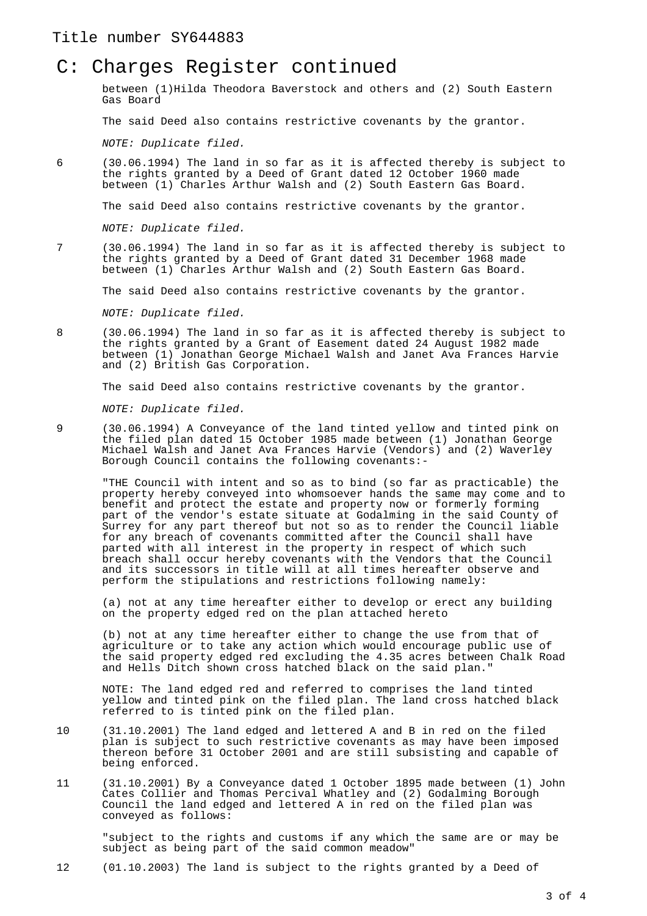## C: Charges Register continued

between (1)Hilda Theodora Baverstock and others and (2) South Eastern Gas Board

The said Deed also contains restrictive covenants by the grantor.

*NOTE: Duplicate filed.*

6 (30.06.1994) The land in so far as it is affected thereby is subject to the rights granted by a Deed of Grant dated 12 October 1960 made between (1) Charles Arthur Walsh and (2) South Eastern Gas Board.

The said Deed also contains restrictive covenants by the grantor.

*NOTE: Duplicate filed.*

7 (30.06.1994) The land in so far as it is affected thereby is subject to the rights granted by a Deed of Grant dated 31 December 1968 made between (1) Charles Arthur Walsh and (2) South Eastern Gas Board.

The said Deed also contains restrictive covenants by the grantor.

*NOTE: Duplicate filed.*

8 (30.06.1994) The land in so far as it is affected thereby is subject to the rights granted by a Grant of Easement dated 24 August 1982 made between (1) Jonathan George Michael Walsh and Janet Ava Frances Harvie and (2) British Gas Corporation.

The said Deed also contains restrictive covenants by the grantor.

*NOTE: Duplicate filed.*

9 (30.06.1994) A Conveyance of the land tinted yellow and tinted pink on the filed plan dated 15 October 1985 made between (1) Jonathan George Michael Walsh and Janet Ava Frances Harvie (Vendors) and (2) Waverley Borough Council contains the following covenants:-

"THE Council with intent and so as to bind (so far as practicable) the property hereby conveyed into whomsoever hands the same may come and to benefit and protect the estate and property now or formerly forming part of the vendor's estate situate at Godalming in the said County of Surrey for any part thereof but not so as to render the Council liable for any breach of covenants committed after the Council shall have parted with all interest in the property in respect of which such breach shall occur hereby covenants with the Vendors that the Council and its successors in title will at all times hereafter observe and perform the stipulations and restrictions following namely:

(a) not at any time hereafter either to develop or erect any building on the property edged red on the plan attached hereto

(b) not at any time hereafter either to change the use from that of agriculture or to take any action which would encourage public use of the said property edged red excluding the 4.35 acres between Chalk Road and Hells Ditch shown cross hatched black on the said plan."

NOTE: The land edged red and referred to comprises the land tinted yellow and tinted pink on the filed plan. The land cross hatched black referred to is tinted pink on the filed plan.

10 (31.10.2001) The land edged and lettered A and B in red on the filed plan is subject to such restrictive covenants as may have been imposed thereon before 31 October 2001 and are still subsisting and capable of being enforced.

11 (31.10.2001) By a Conveyance dated 1 October 1895 made between (1) John Cates Collier and Thomas Percival Whatley and (2) Godalming Borough Council the land edged and lettered A in red on the filed plan was conveyed as follows:

"subject to the rights and customs if any which the same are or may be subject as being part of the said common meadow"

12 (01.10.2003) The land is subject to the rights granted by a Deed of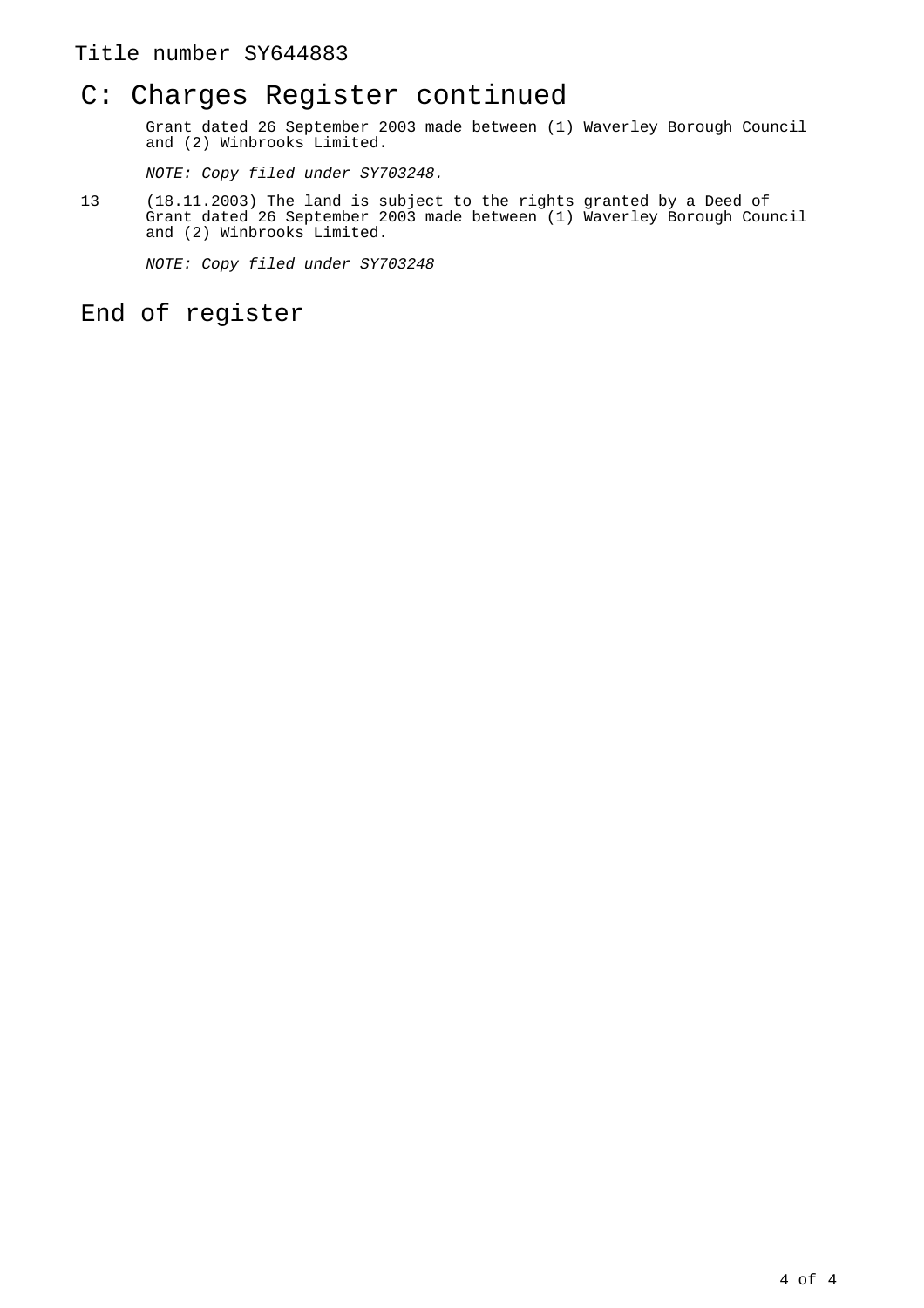# C: Charges Register continued

Grant dated 26 September 2003 made between (1) Waverley Borough Council and (2) Winbrooks Limited.

*NOTE: Copy filed under SY703248.*

13 (18.11.2003) The land is subject to the rights granted by a Deed of Grant dated 26 September 2003 made between (1) Waverley Borough Council and (2) Winbrooks Limited.

*NOTE: Copy filed under SY703248*

# End of register